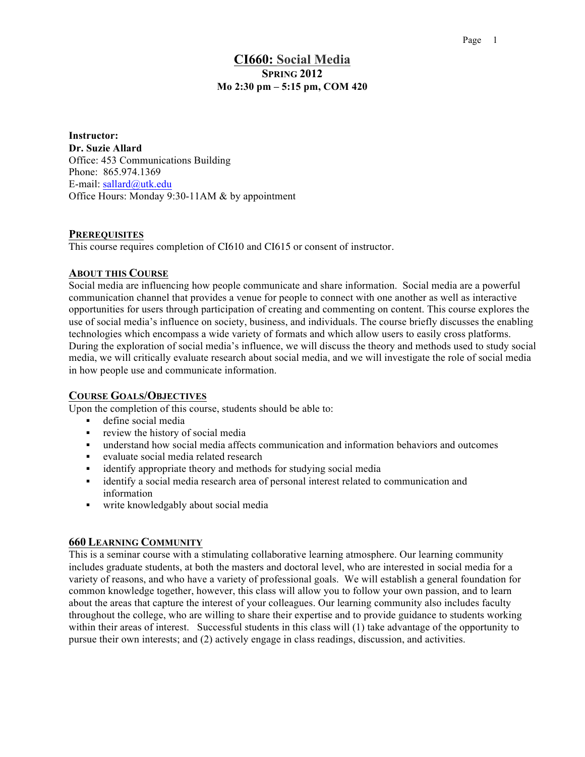# CI660: Social Media

**SPRING 2012**

**Mo 2:30 pm – 5:15 pm, COM 420**

**Instructor:**
**Dr. Suzie Allard**
Office: 453 Communications Building
Phone: 865.974.1369
E-mail: sallard@utk.edu
Office Hours: Monday 9:30-11AM & by appointment

## PREREQUISITES

This course requires completion of CI610 and CI615 or consent of instructor.

## ABOUT THIS COURSE

Social media are influencing how people communicate and share information. Social media are a powerful communication channel that provides a venue for people to connect with one another as well as interactive opportunities for users through participation of creating and commenting on content. This course explores the use of social media's influence on society, business, and individuals. The course briefly discusses the enabling technologies which encompass a wide variety of formats and which allow users to easily cross platforms. During the exploration of social media's influence, we will discuss the theory and methods used to study social media, we will critically evaluate research about social media, and we will investigate the role of social media in how people use and communicate information.

## COURSE GOALS/OBJECTIVES

Upon the completion of this course, students should be able to:

- define social media
- review the history of social media
- understand how social media affects communication and information behaviors and outcomes
- evaluate social media related research
- identify appropriate theory and methods for studying social media
- identify a social media research area of personal interest related to communication and information
- write knowledgably about social media

## 660 LEARNING COMMUNITY

This is a seminar course with a stimulating collaborative learning atmosphere. Our learning community includes graduate students, at both the masters and doctoral level, who are interested in social media for a variety of reasons, and who have a variety of professional goals. We will establish a general foundation for common knowledge together, however, this class will allow you to follow your own passion, and to learn about the areas that capture the interest of your colleagues. Our learning community also includes faculty throughout the college, who are willing to share their expertise and to provide guidance to students working within their areas of interest. Successful students in this class will (1) take advantage of the opportunity to pursue their own interests; and (2) actively engage in class readings, discussion, and activities.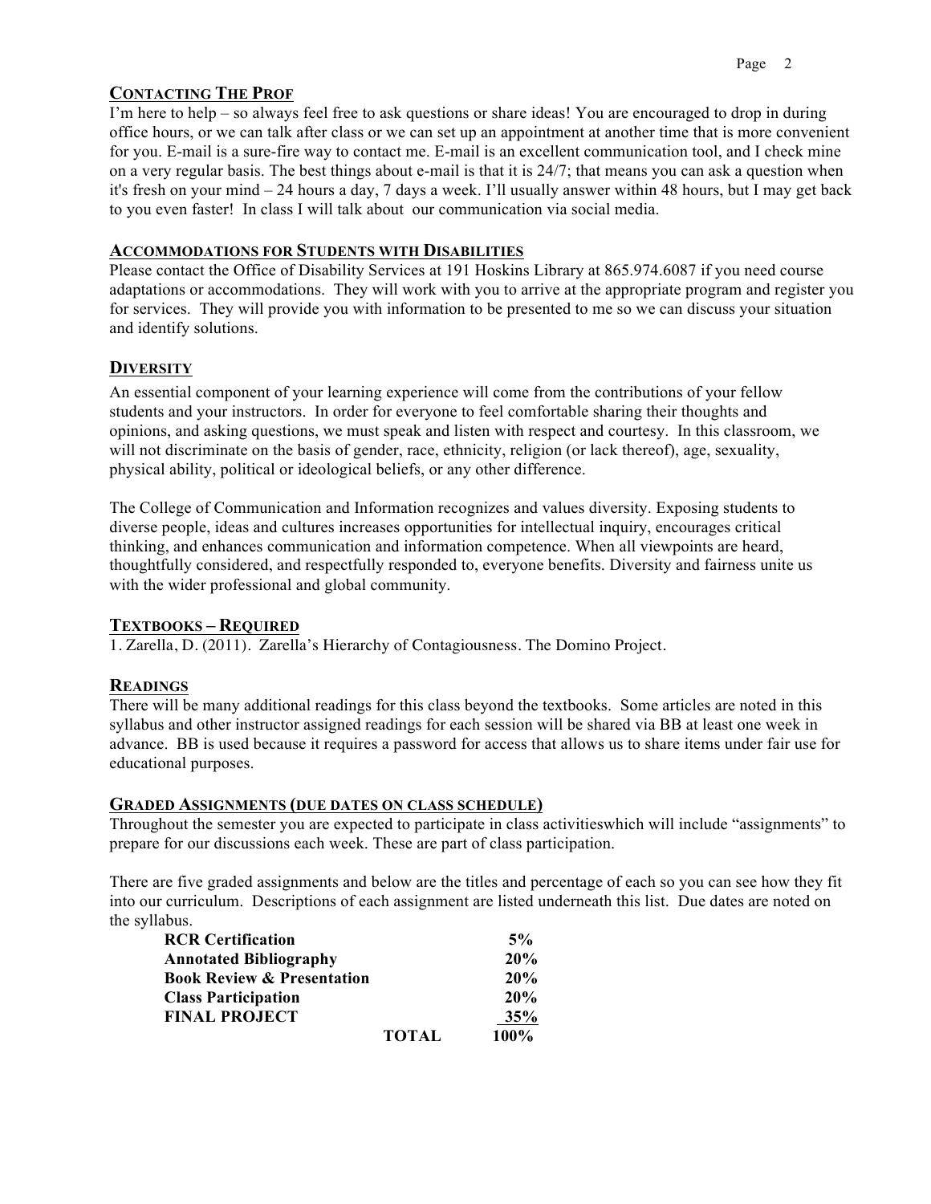## Contacting The Prof

I'm here to help – so always feel free to ask questions or share ideas! You are encouraged to drop in during office hours, or we can talk after class or we can set up an appointment at another time that is more convenient for you. E-mail is a sure-fire way to contact me. E-mail is an excellent communication tool, and I check mine on a very regular basis. The best things about e-mail is that it is 24/7; that means you can ask a question when it's fresh on your mind – 24 hours a day, 7 days a week. I'll usually answer within 48 hours, but I may get back to you even faster! In class I will talk about our communication via social media.

## Accommodations for Students with Disabilities

Please contact the Office of Disability Services at 191 Hoskins Library at 865.974.6087 if you need course adaptations or accommodations. They will work with you to arrive at the appropriate program and register you for services. They will provide you with information to be presented to me so we can discuss your situation and identify solutions.

## Diversity

An essential component of your learning experience will come from the contributions of your fellow students and your instructors. In order for everyone to feel comfortable sharing their thoughts and opinions, and asking questions, we must speak and listen with respect and courtesy. In this classroom, we will not discriminate on the basis of gender, race, ethnicity, religion (or lack thereof), age, sexuality, physical ability, political or ideological beliefs, or any other difference.

The College of Communication and Information recognizes and values diversity. Exposing students to diverse people, ideas and cultures increases opportunities for intellectual inquiry, encourages critical thinking, and enhances communication and information competence. When all viewpoints are heard, thoughtfully considered, and respectfully responded to, everyone benefits. Diversity and fairness unite us with the wider professional and global community.

## Textbooks – Required

1. Zarella, D. (2011). Zarella's Hierarchy of Contagiousness. The Domino Project.

## Readings

There will be many additional readings for this class beyond the textbooks. Some articles are noted in this syllabus and other instructor assigned readings for each session will be shared via BB at least one week in advance. BB is used because it requires a password for access that allows us to share items under fair use for educational purposes.

## Graded Assignments (due dates on class schedule)

Throughout the semester you are expected to participate in class activitieswhich will include "assignments" to prepare for our discussions each week. These are part of class participation.

There are five graded assignments and below are the titles and percentage of each so you can see how they fit into our curriculum. Descriptions of each assignment are listed underneath this list. Due dates are noted on the syllabus.

| Assignment | Percentage |
| --- | --- |
| **RCR Certification** | **5%** |
| **Annotated Bibliography** | **20%** |
| **Book Review & Presentation** | **20%** |
| **Class Participation** | **20%** |
| **FINAL PROJECT** | **35%** |
| **TOTAL** | **100%** |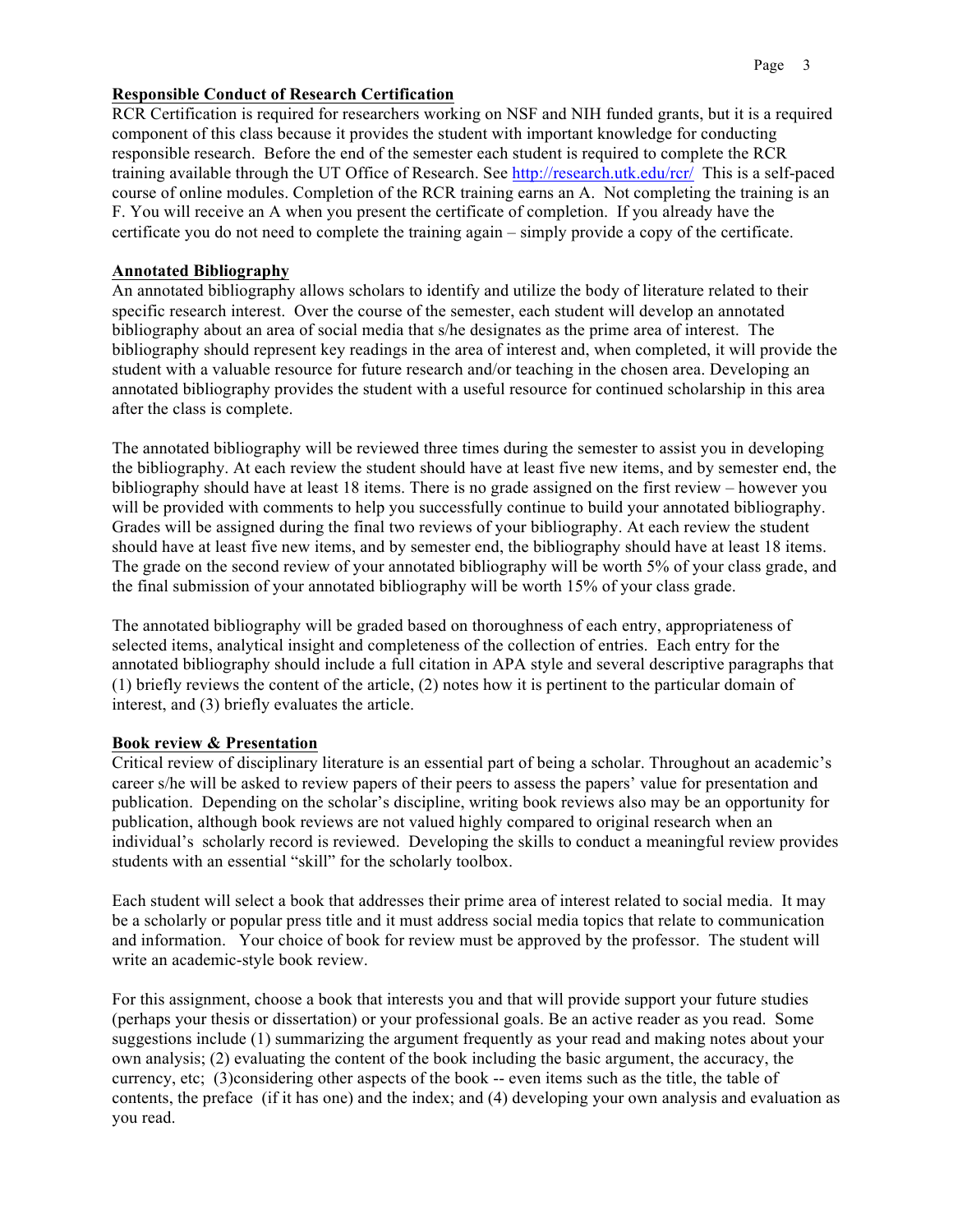**Responsible Conduct of Research Certification**

RCR Certification is required for researchers working on NSF and NIH funded grants, but it is a required component of this class because it provides the student with important knowledge for conducting responsible research. Before the end of the semester each student is required to complete the RCR training available through the UT Office of Research. See http://research.utk.edu/rcr/ This is a self-paced course of online modules. Completion of the RCR training earns an A. Not completing the training is an F. You will receive an A when you present the certificate of completion. If you already have the certificate you do not need to complete the training again – simply provide a copy of the certificate.

**Annotated Bibliography**

An annotated bibliography allows scholars to identify and utilize the body of literature related to their specific research interest. Over the course of the semester, each student will develop an annotated bibliography about an area of social media that s/he designates as the prime area of interest. The bibliography should represent key readings in the area of interest and, when completed, it will provide the student with a valuable resource for future research and/or teaching in the chosen area. Developing an annotated bibliography provides the student with a useful resource for continued scholarship in this area after the class is complete.

The annotated bibliography will be reviewed three times during the semester to assist you in developing the bibliography. At each review the student should have at least five new items, and by semester end, the bibliography should have at least 18 items. There is no grade assigned on the first review – however you will be provided with comments to help you successfully continue to build your annotated bibliography. Grades will be assigned during the final two reviews of your bibliography. At each review the student should have at least five new items, and by semester end, the bibliography should have at least 18 items. The grade on the second review of your annotated bibliography will be worth 5% of your class grade, and the final submission of your annotated bibliography will be worth 15% of your class grade.

The annotated bibliography will be graded based on thoroughness of each entry, appropriateness of selected items, analytical insight and completeness of the collection of entries. Each entry for the annotated bibliography should include a full citation in APA style and several descriptive paragraphs that (1) briefly reviews the content of the article, (2) notes how it is pertinent to the particular domain of interest, and (3) briefly evaluates the article.

**Book review & Presentation**

Critical review of disciplinary literature is an essential part of being a scholar. Throughout an academic's career s/he will be asked to review papers of their peers to assess the papers' value for presentation and publication. Depending on the scholar's discipline, writing book reviews also may be an opportunity for publication, although book reviews are not valued highly compared to original research when an individual's scholarly record is reviewed. Developing the skills to conduct a meaningful review provides students with an essential "skill" for the scholarly toolbox.

Each student will select a book that addresses their prime area of interest related to social media. It may be a scholarly or popular press title and it must address social media topics that relate to communication and information. Your choice of book for review must be approved by the professor. The student will write an academic-style book review.

For this assignment, choose a book that interests you and that will provide support your future studies (perhaps your thesis or dissertation) or your professional goals. Be an active reader as you read. Some suggestions include (1) summarizing the argument frequently as your read and making notes about your own analysis; (2) evaluating the content of the book including the basic argument, the accuracy, the currency, etc; (3)considering other aspects of the book -- even items such as the title, the table of contents, the preface (if it has one) and the index; and (4) developing your own analysis and evaluation as you read.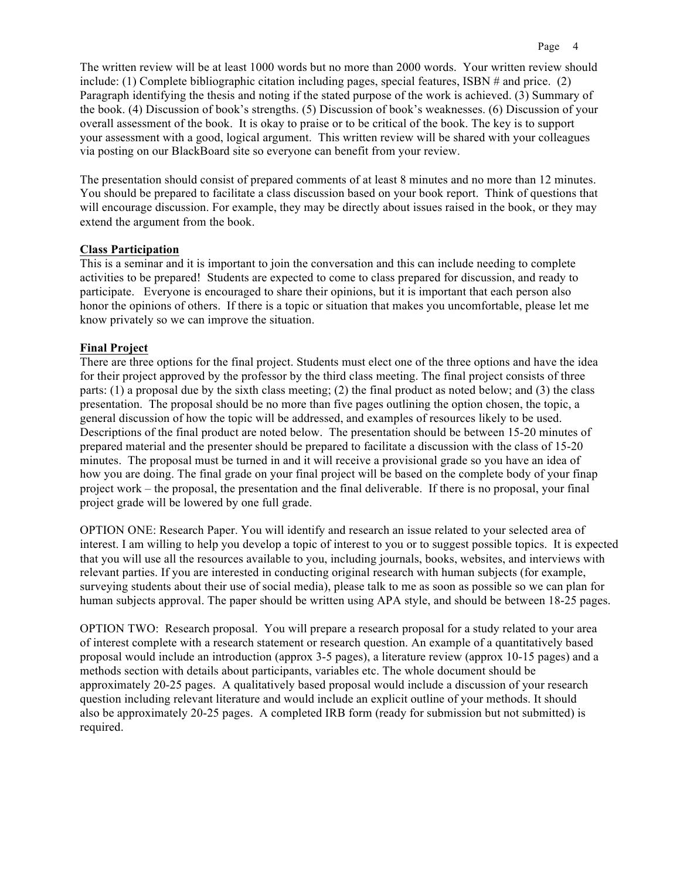The written review will be at least 1000 words but no more than 2000 words. Your written review should include: (1) Complete bibliographic citation including pages, special features, ISBN # and price. (2) Paragraph identifying the thesis and noting if the stated purpose of the work is achieved. (3) Summary of the book. (4) Discussion of book's strengths. (5) Discussion of book's weaknesses. (6) Discussion of your overall assessment of the book. It is okay to praise or to be critical of the book. The key is to support your assessment with a good, logical argument. This written review will be shared with your colleagues via posting on our BlackBoard site so everyone can benefit from your review.

The presentation should consist of prepared comments of at least 8 minutes and no more than 12 minutes. You should be prepared to facilitate a class discussion based on your book report. Think of questions that will encourage discussion. For example, they may be directly about issues raised in the book, or they may extend the argument from the book.

**Class Participation**

This is a seminar and it is important to join the conversation and this can include needing to complete activities to be prepared! Students are expected to come to class prepared for discussion, and ready to participate. Everyone is encouraged to share their opinions, but it is important that each person also honor the opinions of others. If there is a topic or situation that makes you uncomfortable, please let me know privately so we can improve the situation.

**Final Project**

There are three options for the final project. Students must elect one of the three options and have the idea for their project approved by the professor by the third class meeting. The final project consists of three parts: (1) a proposal due by the sixth class meeting; (2) the final product as noted below; and (3) the class presentation. The proposal should be no more than five pages outlining the option chosen, the topic, a general discussion of how the topic will be addressed, and examples of resources likely to be used. Descriptions of the final product are noted below. The presentation should be between 15-20 minutes of prepared material and the presenter should be prepared to facilitate a discussion with the class of 15-20 minutes. The proposal must be turned in and it will receive a provisional grade so you have an idea of how you are doing. The final grade on your final project will be based on the complete body of your finap project work – the proposal, the presentation and the final deliverable. If there is no proposal, your final project grade will be lowered by one full grade.

OPTION ONE: Research Paper. You will identify and research an issue related to your selected area of interest. I am willing to help you develop a topic of interest to you or to suggest possible topics. It is expected that you will use all the resources available to you, including journals, books, websites, and interviews with relevant parties. If you are interested in conducting original research with human subjects (for example, surveying students about their use of social media), please talk to me as soon as possible so we can plan for human subjects approval. The paper should be written using APA style, and should be between 18-25 pages.

OPTION TWO: Research proposal. You will prepare a research proposal for a study related to your area of interest complete with a research statement or research question. An example of a quantitatively based proposal would include an introduction (approx 3-5 pages), a literature review (approx 10-15 pages) and a methods section with details about participants, variables etc. The whole document should be approximately 20-25 pages. A qualitatively based proposal would include a discussion of your research question including relevant literature and would include an explicit outline of your methods. It should also be approximately 20-25 pages. A completed IRB form (ready for submission but not submitted) is required.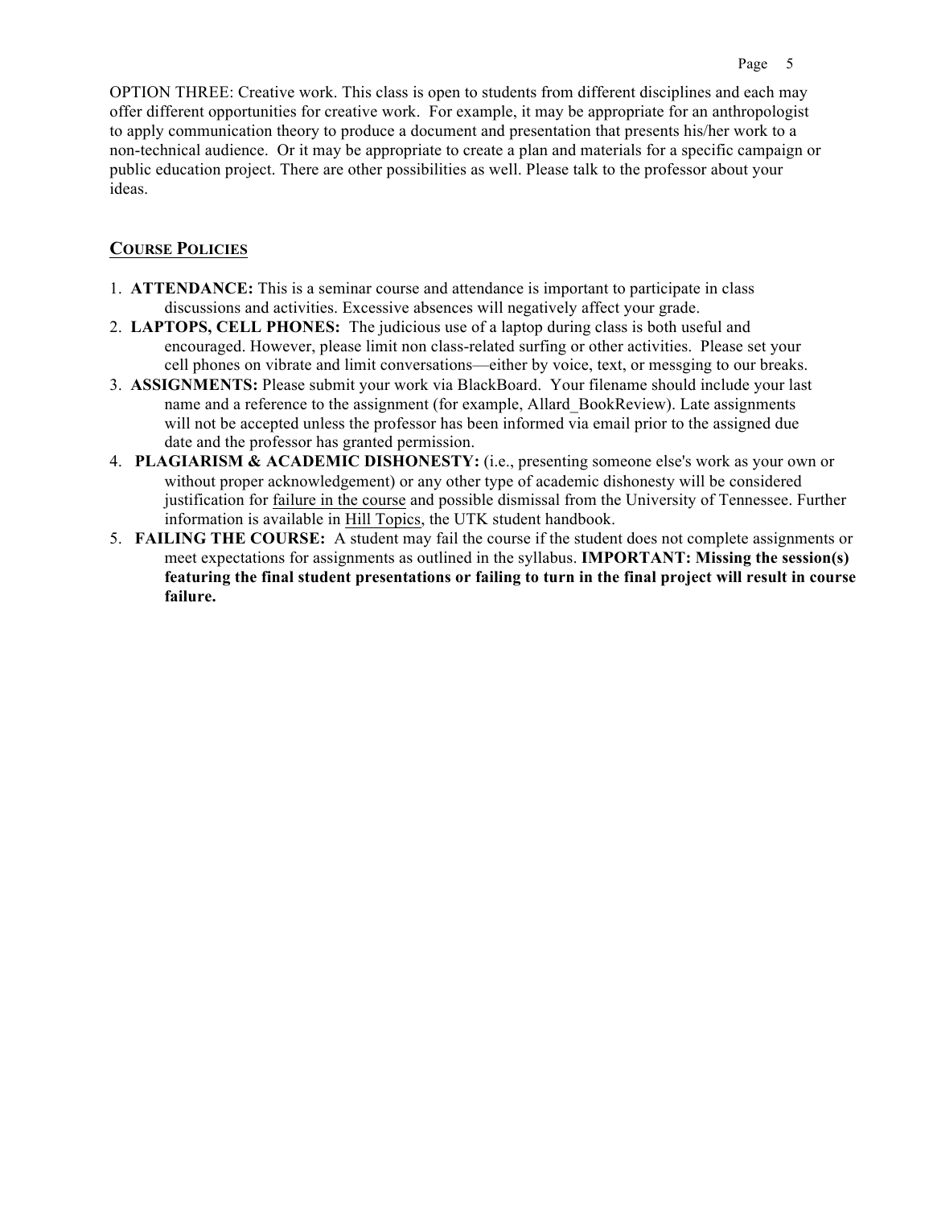OPTION THREE: Creative work. This class is open to students from different disciplines and each may offer different opportunities for creative work. For example, it may be appropriate for an anthropologist to apply communication theory to produce a document and presentation that presents his/her work to a non-technical audience. Or it may be appropriate to create a plan and materials for a specific campaign or public education project. There are other possibilities as well. Please talk to the professor about your ideas.

## <u>COURSE POLICIES</u>

1. **ATTENDANCE:** This is a seminar course and attendance is important to participate in class discussions and activities. Excessive absences will negatively affect your grade.
2. **LAPTOPS, CELL PHONES:** The judicious use of a laptop during class is both useful and encouraged. However, please limit non class-related surfing or other activities. Please set your cell phones on vibrate and limit conversations—either by voice, text, or messging to our breaks.
3. **ASSIGNMENTS:** Please submit your work via BlackBoard. Your filename should include your last name and a reference to the assignment (for example, Allard_BookReview). Late assignments will not be accepted unless the professor has been informed via email prior to the assigned due date and the professor has granted permission.
4. **PLAGIARISM & ACADEMIC DISHONESTY:** (i.e., presenting someone else's work as your own or without proper acknowledgement) or any other type of academic dishonesty will be considered justification for <u>failure in the course</u> and possible dismissal from the University of Tennessee. Further information is available in <u>Hill Topics</u>, the UTK student handbook.
5. **FAILING THE COURSE:** A student may fail the course if the student does not complete assignments or meet expectations for assignments as outlined in the syllabus. **IMPORTANT: Missing the session(s) featuring the final student presentations or failing to turn in the final project will result in course failure.**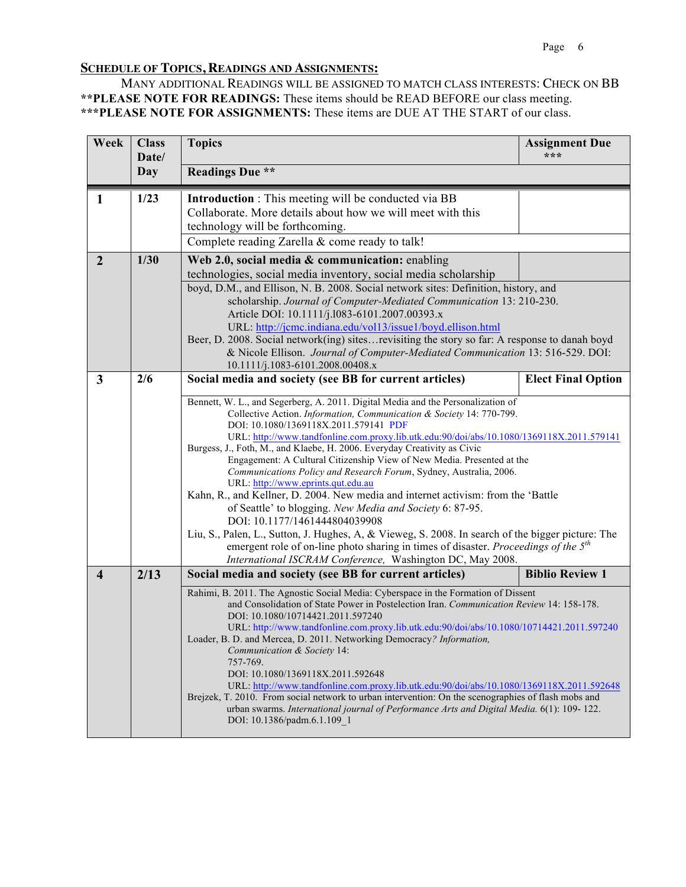## Schedule of Topics, Readings and Assignments:

Many additional Readings will be assigned to match class interests: Check on BB

**\*\*PLEASE NOTE FOR READINGS:** These items should be READ BEFORE our class meeting.

**\*\*\*PLEASE NOTE FOR ASSIGNMENTS:** These items are DUE AT THE START of our class.

| Week | Class Date/ Day | Topics / Readings Due ** | Assignment Due *** |
|---|---|---|---|
| **1** | **1/23** | **Introduction** : This meeting will be conducted via BB Collaborate. More details about how we will meet with this technology will be forthcoming. | |
| | | Complete reading Zarella & come ready to talk! | |
| **2** | **1/30** | **Web 2.0, social media & communication:** enabling technologies, social media inventory, social media scholarship | |
| | | boyd, D.M., and Ellison, N. B. 2008. Social network sites: Definition, history, and scholarship. *Journal of Computer-Mediated Communication* 13: 210-230. Article DOI: 10.1111/j.l083-6101.2007.00393.x URL: http://jcmc.indiana.edu/vol13/issue1/boyd.ellison.html<br>Beer, D. 2008. Social network(ing) sites…revisiting the story so far: A response to danah boyd & Nicole Ellison. *Journal of Computer-Mediated Communication* 13: 516-529. DOI: 10.1111/j.1083-6101.2008.00408.x | |
| **3** | **2/6** | **Social media and society (see BB for current articles)** | **Elect Final Option** |
| | | Bennett, W. L., and Segerberg, A. 2011. Digital Media and the Personalization of Collective Action. *Information, Communication & Society* 14: 770-799. DOI: 10.1080/1369118X.2011.579141 PDF URL: http://www.tandfonline.com.proxy.lib.utk.edu:90/doi/abs/10.1080/1369118X.2011.579141<br>Burgess, J., Foth, M., and Klaebe, H. 2006. Everyday Creativity as Civic Engagement: A Cultural Citizenship View of New Media. Presented at the *Communications Policy and Research Forum*, Sydney, Australia, 2006. URL: http://www.eprints.qut.edu.au<br>Kahn, R., and Kellner, D. 2004. New media and internet activism: from the 'Battle of Seattle' to blogging. *New Media and Society* 6: 87-95. DOI: 10.1177/1461444804039908<br>Liu, S., Palen, L., Sutton, J. Hughes, A, & Vieweg, S. 2008. In search of the bigger picture: The emergent role of on-line photo sharing in times of disaster. *Proceedings of the 5th International ISCRAM Conference,* Washington DC, May 2008. | |
| **4** | **2/13** | **Social media and society (see BB for current articles)** | **Biblio Review 1** |
| | | Rahimi, B. 2011. The Agnostic Social Media: Cyberspace in the Formation of Dissent and Consolidation of State Power in Postelection Iran. *Communication Review* 14: 158-178. DOI: 10.1080/10714421.2011.597240 URL: http://www.tandfonline.com.proxy.lib.utk.edu:90/doi/abs/10.1080/10714421.2011.597240<br>Loader, B. D. and Mercea, D. 2011. Networking Democracy*? Information, Communication & Society* 14: 757-769. DOI: 10.1080/1369118X.2011.592648 URL: http://www.tandfonline.com.proxy.lib.utk.edu:90/doi/abs/10.1080/1369118X.2011.592648<br>Brejzek, T. 2010. From social network to urban intervention: On the scenographies of flash mobs and urban swarms. *International journal of Performance Arts and Digital Media.* 6(1): 109- 122. DOI: 10.1386/padm.6.1.109_1 | |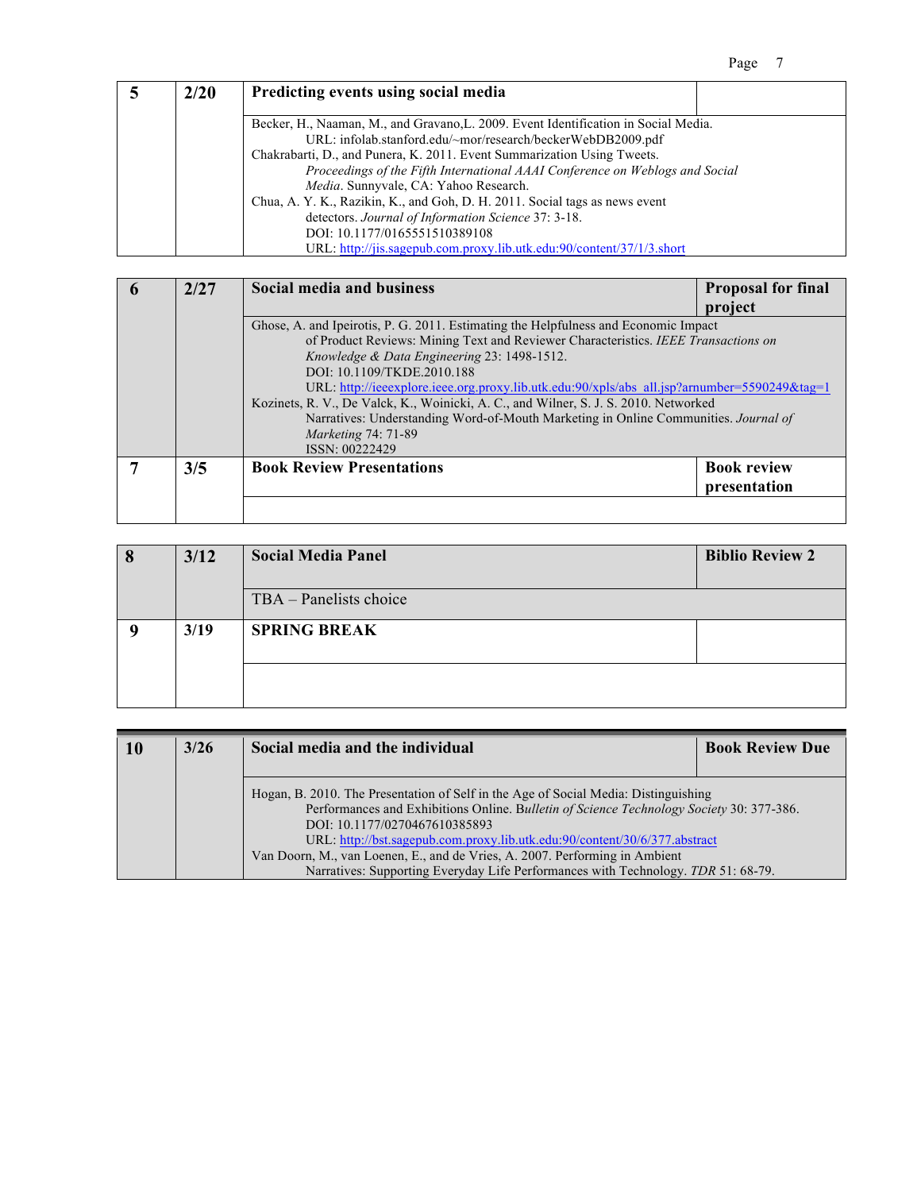| Week | Date | Topic | Due |
|---|---|---|---|
| **5** | **2/20** | **Predicting events using social media** | |
| | | Becker, H., Naaman, M., and Gravano,L. 2009. Event Identification in Social Media. URL: infolab.stanford.edu/~mor/research/beckerWebDB2009.pdf<br>Chakrabarti, D., and Punera, K. 2011. Event Summarization Using Tweets. *Proceedings of the Fifth International AAAI Conference on Weblogs and Social Media*. Sunnyvale, CA: Yahoo Research.<br>Chua, A. Y. K., Razikin, K., and Goh, D. H. 2011. Social tags as news event detectors. *Journal of Information Science* 37: 3-18. DOI: 10.1177/0165551510389108 URL: http://jis.sagepub.com.proxy.lib.utk.edu:90/content/37/1/3.short | |
| **6** | **2/27** | **Social media and business** | **Proposal for final project** |
| | | Ghose, A. and Ipeirotis, P. G. 2011. Estimating the Helpfulness and Economic Impact of Product Reviews: Mining Text and Reviewer Characteristics. *IEEE Transactions on Knowledge & Data Engineering* 23: 1498-1512. DOI: 10.1109/TKDE.2010.188 URL: http://ieeexplore.ieee.org.proxy.lib.utk.edu:90/xpls/abs_all.jsp?arnumber=5590249&tag=1<br>Kozinets, R. V., De Valck, K., Woinicki, A. C., and Wilner, S. J. S. 2010. Networked Narratives: Understanding Word-of-Mouth Marketing in Online Communities. *Journal of Marketing* 74: 71-89 ISSN: 00222429 | |
| **7** | **3/5** | **Book Review Presentations** | **Book review presentation** |
| **8** | **3/12** | **Social Media Panel** | **Biblio Review 2** |
| | | TBA – Panelists choice | |
| **9** | **3/19** | **SPRING BREAK** | |
| **10** | **3/26** | **Social media and the individual** | **Book Review Due** |
| | | Hogan, B. 2010. The Presentation of Self in the Age of Social Media: Distinguishing Performances and Exhibitions Online. *Bulletin of Science Technology Society* 30: 377-386. DOI: 10.1177/0270467610385893 URL: http://bst.sagepub.com.proxy.lib.utk.edu:90/content/30/6/377.abstract<br>Van Doorn, M., van Loenen, E., and de Vries, A. 2007. Performing in Ambient Narratives: Supporting Everyday Life Performances with Technology. *TDR* 51: 68-79. | |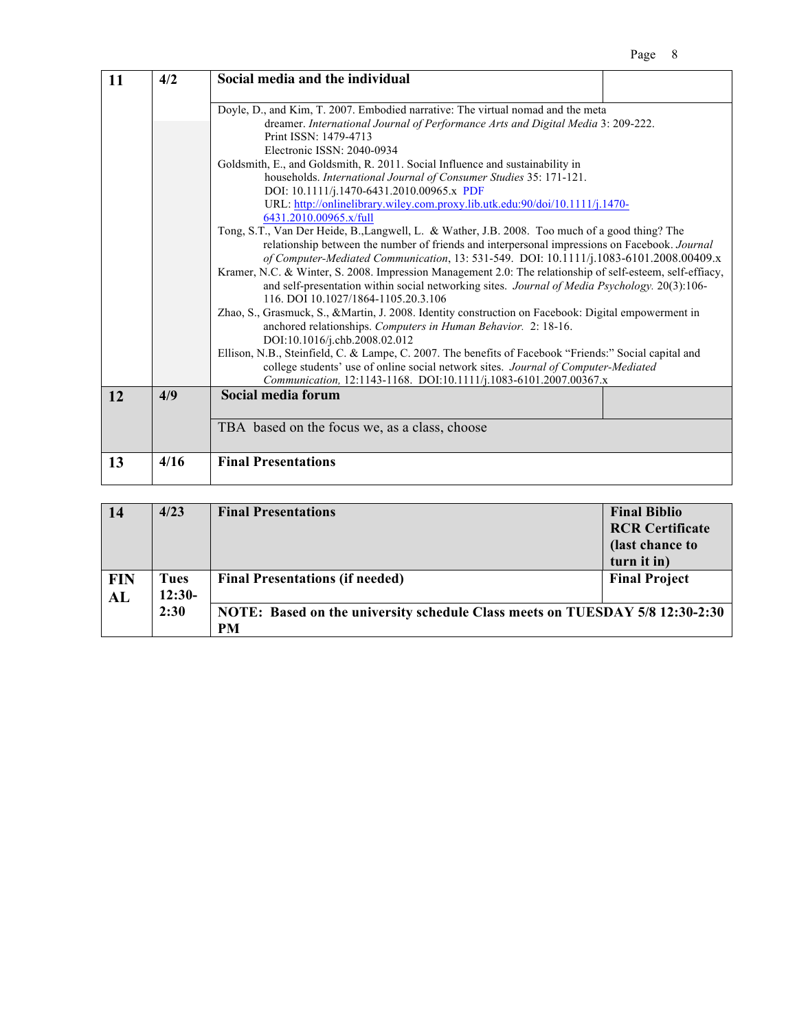| | | | |
|---|---|---|---|
| **11** | **4/2** | **Social media and the individual** | |
| | | Doyle, D., and Kim, T. 2007. Embodied narrative: The virtual nomad and the meta dreamer. *International Journal of Performance Arts and Digital Media* 3: 209-222. Print ISSN: 1479-4713 Electronic ISSN: 2040-0934<br>Goldsmith, E., and Goldsmith, R. 2011. Social Influence and sustainability in households. *International Journal of Consumer Studies* 35: 171-121. DOI: 10.1111/j.1470-6431.2010.00965.x PDF URL: http://onlinelibrary.wiley.com.proxy.lib.utk.edu:90/doi/10.1111/j.1470-6431.2010.00965.x/full<br>Tong, S.T., Van Der Heide, B.,Langwell, L. & Wather, J.B. 2008. Too much of a good thing? The relationship between the number of friends and interpersonal impressions on Facebook. *Journal of Computer-Mediated Communication*, 13: 531-549. DOI: 10.1111/j.1083-6101.2008.00409.x<br>Kramer, N.C. & Winter, S. 2008. Impression Management 2.0: The relationship of self-esteem, self-effiacy, and self-presentation within social networking sites. *Journal of Media Psychology.* 20(3):106-116. DOI 10.1027/1864-1105.20.3.106<br>Zhao, S., Grasmuck, S., &Martin, J. 2008. Identity construction on Facebook: Digital empowerment in anchored relationships. *Computers in Human Behavior.* 2: 18-16. DOI:10.1016/j.chb.2008.02.012<br>Ellison, N.B., Steinfield, C. & Lampe, C. 2007. The benefits of Facebook "Friends:" Social capital and college students' use of online social network sites. *Journal of Computer-Mediated Communication,* 12:1143-1168. DOI:10.1111/j.1083-6101.2007.00367.x | |
| **12** | **4/9** | **Social media forum** | |
| | | TBA based on the focus we, as a class, choose | |
| **13** | **4/16** | **Final Presentations** | |

| | | | |
|---|---|---|---|
| **14** | **4/23** | **Final Presentations** | **Final Biblio RCR Certificate (last chance to turn it in)** |
| **FINAL** | **Tues 12:30-2:30** | **Final Presentations (if needed)** | **Final Project** |
| | | **NOTE: Based on the university schedule Class meets on TUESDAY 5/8 12:30-2:30 PM** | |